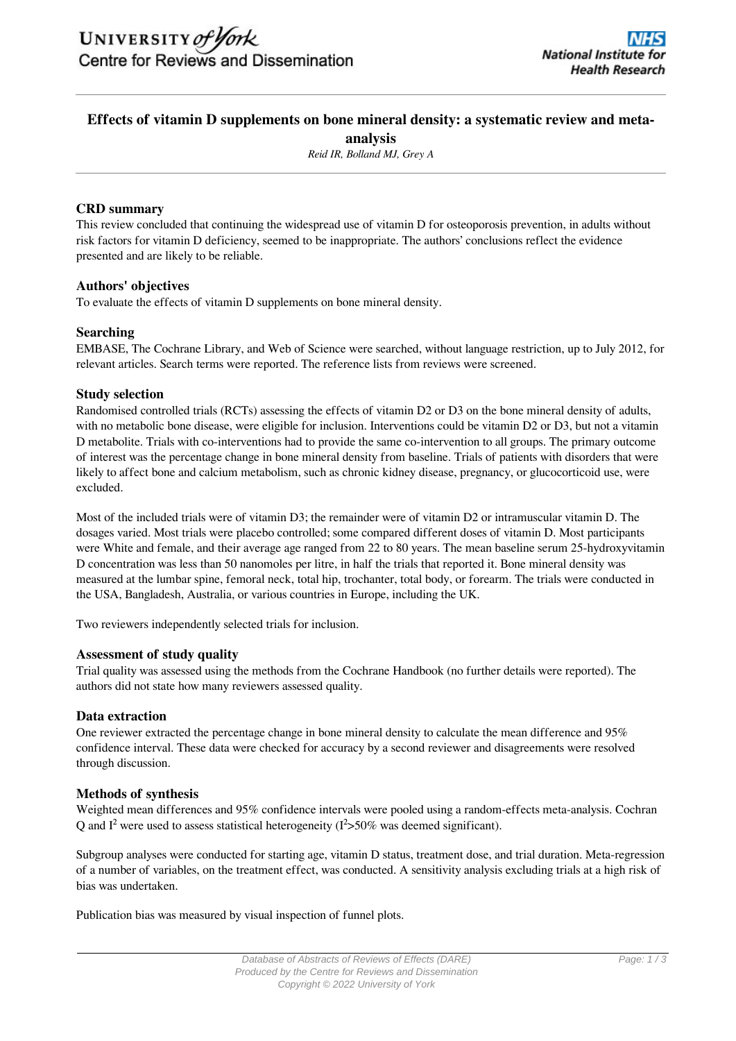# Effects of vitamin D supplements on bone mineral density: a systematic review and meta-analysis

*Reid IR, Bolland MJ, Grey A*

## CRD summary

This review concluded that continuing the widespread use of vitamin D for osteoporosis prevention, in adults without risk factors for vitamin D deficiency, seemed to be inappropriate. The authors' conclusions reflect the evidence presented and are likely to be reliable.

## Authors' objectives

To evaluate the effects of vitamin D supplements on bone mineral density.

## Searching

EMBASE, The Cochrane Library, and Web of Science were searched, without language restriction, up to July 2012, for relevant articles. Search terms were reported. The reference lists from reviews were screened.

## Study selection

Randomised controlled trials (RCTs) assessing the effects of vitamin D2 or D3 on the bone mineral density of adults, with no metabolic bone disease, were eligible for inclusion. Interventions could be vitamin D2 or D3, but not a vitamin D metabolite. Trials with co-interventions had to provide the same co-intervention to all groups. The primary outcome of interest was the percentage change in bone mineral density from baseline. Trials of patients with disorders that were likely to affect bone and calcium metabolism, such as chronic kidney disease, pregnancy, or glucocorticoid use, were excluded.

Most of the included trials were of vitamin D3; the remainder were of vitamin D2 or intramuscular vitamin D. The dosages varied. Most trials were placebo controlled; some compared different doses of vitamin D. Most participants were White and female, and their average age ranged from 22 to 80 years. The mean baseline serum 25-hydroxyvitamin D concentration was less than 50 nanomoles per litre, in half the trials that reported it. Bone mineral density was measured at the lumbar spine, femoral neck, total hip, trochanter, total body, or forearm. The trials were conducted in the USA, Bangladesh, Australia, or various countries in Europe, including the UK.

Two reviewers independently selected trials for inclusion.

## Assessment of study quality

Trial quality was assessed using the methods from the Cochrane Handbook (no further details were reported). The authors did not state how many reviewers assessed quality.

## Data extraction

One reviewer extracted the percentage change in bone mineral density to calculate the mean difference and 95% confidence interval. These data were checked for accuracy by a second reviewer and disagreements were resolved through discussion.

## Methods of synthesis

Weighted mean differences and 95% confidence intervals were pooled using a random-effects meta-analysis. Cochran Q and $I^2$ were used to assess statistical heterogeneity ($I^2$>50% was deemed significant).

Subgroup analyses were conducted for starting age, vitamin D status, treatment dose, and trial duration. Meta-regression of a number of variables, on the treatment effect, was conducted. A sensitivity analysis excluding trials at a high risk of bias was undertaken.

Publication bias was measured by visual inspection of funnel plots.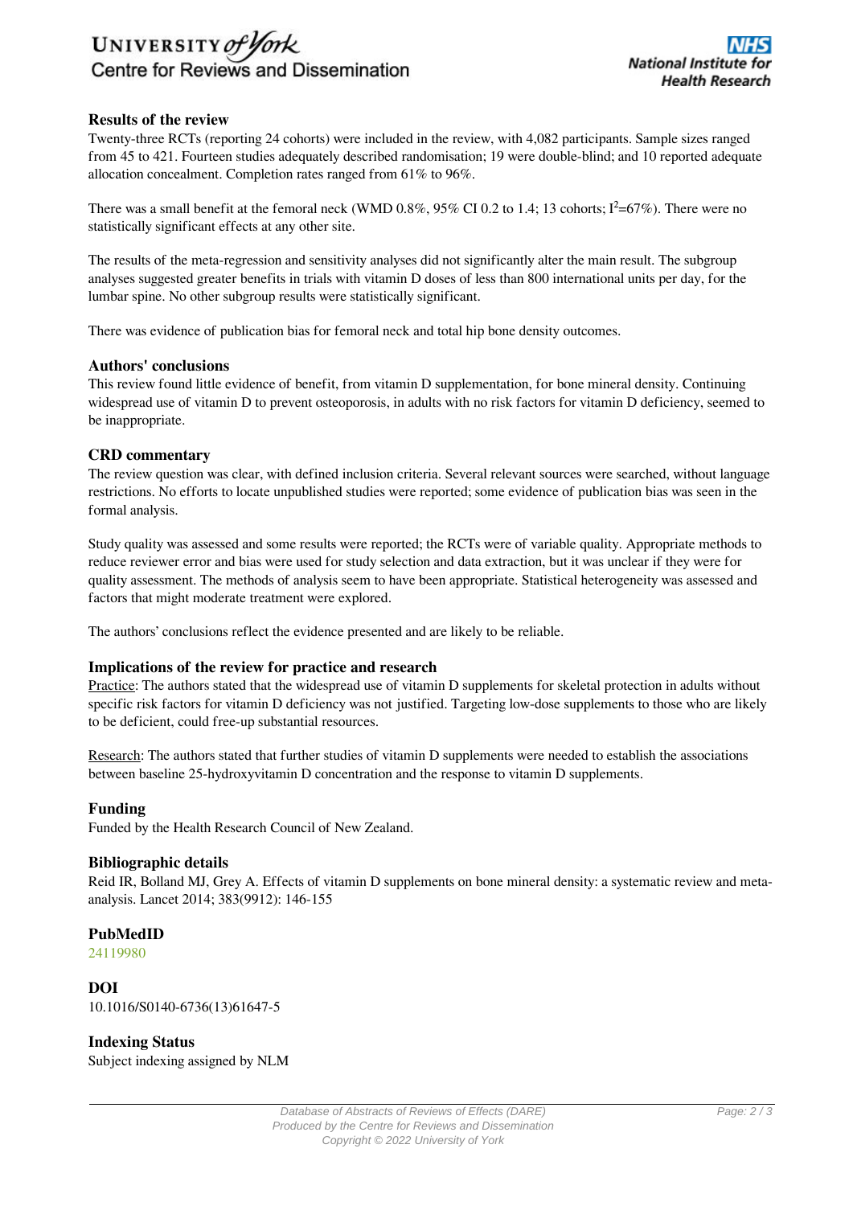## Results of the review

Twenty-three RCTs (reporting 24 cohorts) were included in the review, with 4,082 participants. Sample sizes ranged from 45 to 421. Fourteen studies adequately described randomisation; 19 were double-blind; and 10 reported adequate allocation concealment. Completion rates ranged from 61% to 96%.

There was a small benefit at the femoral neck (WMD 0.8%, 95% CI 0.2 to 1.4; 13 cohorts; $I^2$=67%). There were no statistically significant effects at any other site.

The results of the meta-regression and sensitivity analyses did not significantly alter the main result. The subgroup analyses suggested greater benefits in trials with vitamin D doses of less than 800 international units per day, for the lumbar spine. No other subgroup results were statistically significant.

There was evidence of publication bias for femoral neck and total hip bone density outcomes.

## Authors' conclusions

This review found little evidence of benefit, from vitamin D supplementation, for bone mineral density. Continuing widespread use of vitamin D to prevent osteoporosis, in adults with no risk factors for vitamin D deficiency, seemed to be inappropriate.

## CRD commentary

The review question was clear, with defined inclusion criteria. Several relevant sources were searched, without language restrictions. No efforts to locate unpublished studies were reported; some evidence of publication bias was seen in the formal analysis.

Study quality was assessed and some results were reported; the RCTs were of variable quality. Appropriate methods to reduce reviewer error and bias were used for study selection and data extraction, but it was unclear if they were for quality assessment. The methods of analysis seem to have been appropriate. Statistical heterogeneity was assessed and factors that might moderate treatment were explored.

The authors' conclusions reflect the evidence presented and are likely to be reliable.

## Implications of the review for practice and research

Practice: The authors stated that the widespread use of vitamin D supplements for skeletal protection in adults without specific risk factors for vitamin D deficiency was not justified. Targeting low-dose supplements to those who are likely to be deficient, could free-up substantial resources.

Research: The authors stated that further studies of vitamin D supplements were needed to establish the associations between baseline 25-hydroxyvitamin D concentration and the response to vitamin D supplements.

## Funding

Funded by the Health Research Council of New Zealand.

## Bibliographic details

Reid IR, Bolland MJ, Grey A. Effects of vitamin D supplements on bone mineral density: a systematic review and meta-analysis. Lancet 2014; 383(9912): 146-155

## PubMedID

24119980

## DOI

10.1016/S0140-6736(13)61647-5

## Indexing Status

Subject indexing assigned by NLM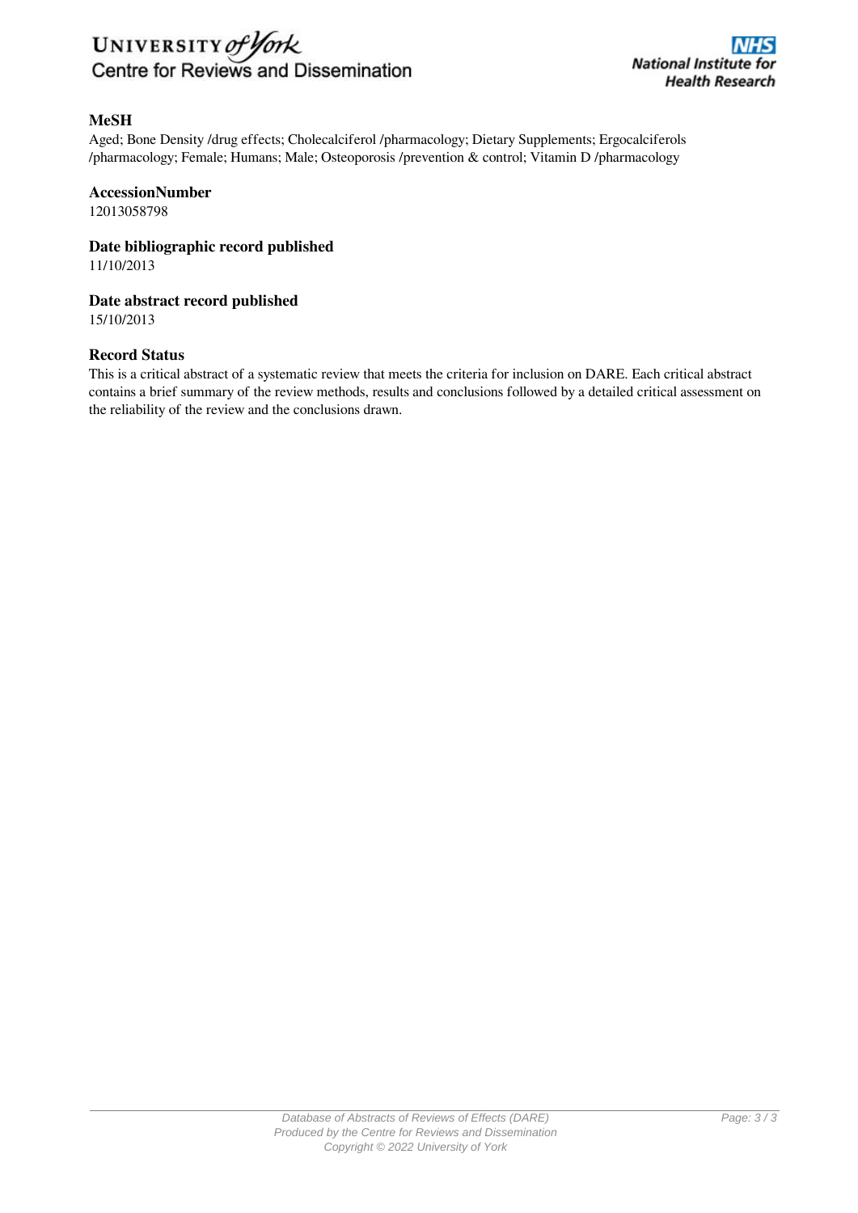### MeSH

Aged; Bone Density /drug effects; Cholecalciferol /pharmacology; Dietary Supplements; Ergocalciferols /pharmacology; Female; Humans; Male; Osteoporosis /prevention & control; Vitamin D /pharmacology

### AccessionNumber

12013058798

### Date bibliographic record published

11/10/2013

### Date abstract record published

15/10/2013

### Record Status

This is a critical abstract of a systematic review that meets the criteria for inclusion on DARE. Each critical abstract contains a brief summary of the review methods, results and conclusions followed by a detailed critical assessment on the reliability of the review and the conclusions drawn.